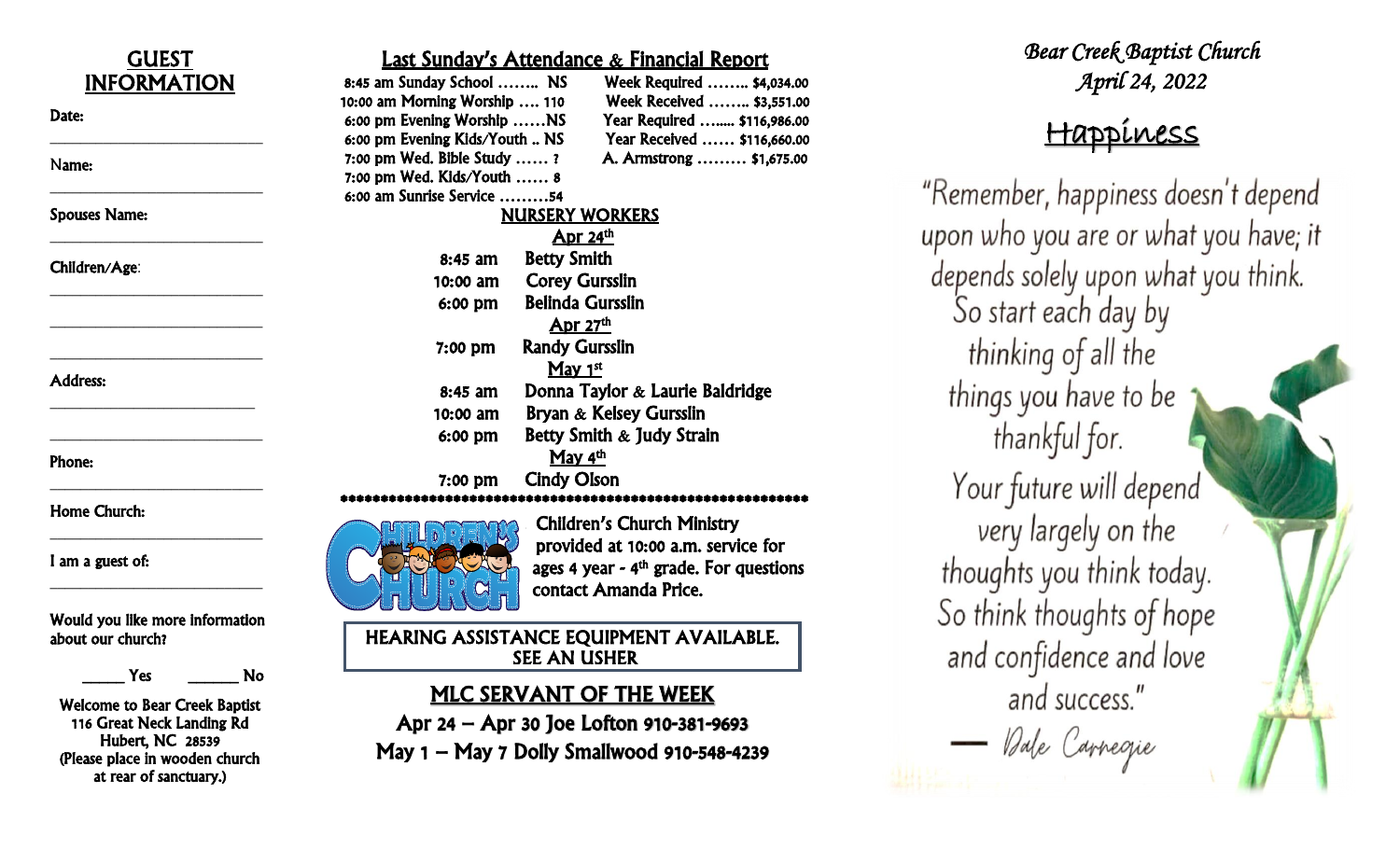## GUEST INFORMATION

Date: ______________________

Name: ______________________

Spouses Name: ______________________

Children/Age: ______________________

______________________

______________________

Address: ______________________

______________________

Phone: ______________________

Home Church: ______________________

I am a guest of: ______________________

Would you like more information about our church?

_____ Yes ______ No

Welcome to Bear Creek Baptist
116 Great Neck Landing Rd
Hubert, NC 28539
(Please place in wooden church at rear of sanctuary.)

## Last Sunday's Attendance & Financial Report

| Attendance | | Financial | |
|---|---|---|---|
| 8:45 am Sunday School | NS | Week Required | $4,034.00 |
| 10:00 am Morning Worship | 110 | Week Received | $3,551.00 |
| 6:00 pm Evening Worship | NS | Year Required | $116,986.00 |
| 6:00 pm Evening Kids/Youth | NS | Year Received | $116,660.00 |
| 7:00 pm Wed. Bible Study | ? | A. Armstrong | $1,675.00 |
| 7:00 pm Wed. Kids/Youth | 8 | | |
| 6:00 am Sunrise Service | 54 | | |

## NURSERY WORKERS

**Apr 24th**

| | |
|---|---|
| 8:45 am | Betty Smith |
| 10:00 am | Corey Gursslin |
| 6:00 pm | Belinda Gursslin |

**Apr 27th**

| | |
|---|---|
| 7:00 pm | Randy Gursslin |

**May 1st**

| | |
|---|---|
| 8:45 am | Donna Taylor & Laurie Baldridge |
| 10:00 am | Bryan & Kelsey Gursslin |
| 6:00 pm | Betty Smith & Judy Strain |

**May 4th**

| | |
|---|---|
| 7:00 pm | Cindy Olson |

************************************************************

Children's Church Ministry provided at 10:00 a.m. service for ages 4 year - 4th grade. For questions contact Amanda Price.

HEARING ASSISTANCE EQUIPMENT AVAILABLE. SEE AN USHER

## MLC SERVANT OF THE WEEK

**Apr 24 – Apr 30 Joe Lofton 910-381-9693**

**May 1 – May 7 Dolly Smallwood 910-548-4239**

*Bear Creek Baptist Church*
*April 24, 2022*

# Happiness

"Remember, happiness doesn't depend upon who you are or what you have; it depends solely upon what you think. So start each day by thinking of all the things you have to be thankful for. Your future will depend very largely on the thoughts you think today. So think thoughts of hope and confidence and love and success."

— Dale Carnegie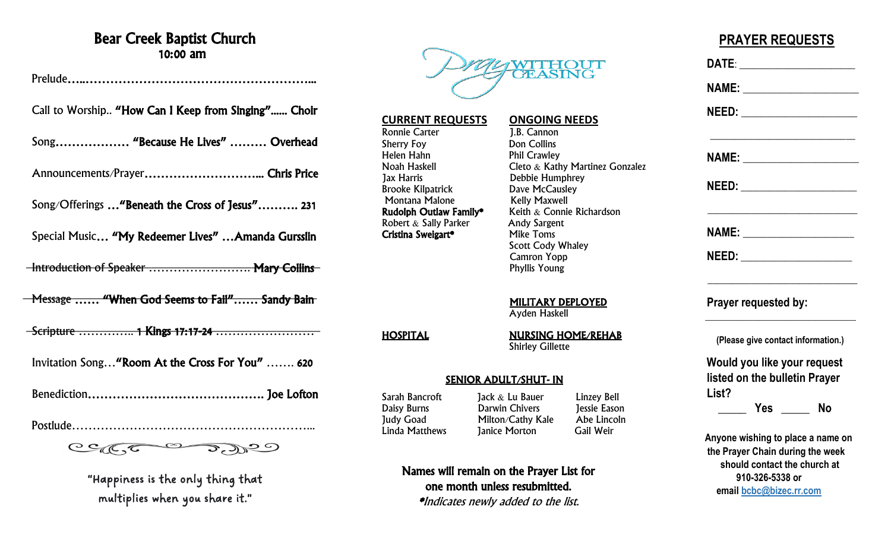# Bear Creek Baptist Church

**10:00 am**

Prelude……………………………………………………………

Call to Worship.. **"How Can I Keep from Singing"…... Choir**

Song……………… **"Because He Lives" ……… Overhead**

Announcements/Prayer………………………….. **Chris Price**

Song/Offerings …**"Beneath the Cross of Jesus"………. 231**

Special Music… **"My Redeemer Lives" …Amanda Gursslin**

~~Introduction of Speaker ……………………… **Mary Collins**~~

~~Message …… **"When God Seems to Fail"…… Sandy Bain**~~

~~Scripture ………….. **1 Kings 17:17-24** ……………………~~

Invitation Song…**"Room At the Cross For You"** ……. **620**

Benediction…………………………………….. **Joe Lofton**

Postlude……………………………………………………...

"Happiness is the only thing that multiplies when you share it."

Pray WITHOUT CEASING

## CURRENT REQUESTS

Ronnie Carter
Sherry Foy
Helen Hahn
Noah Haskell
Jax Harris
Brooke Kilpatrick
Montana Malone
**Rudolph Outlaw Family***
Robert & Sally Parker
**Cristina Sweigart***

## ONGOING NEEDS

J.B. Cannon
Don Collins
Phil Crawley
Cleto & Kathy Martinez Gonzalez
Debbie Humphrey
Dave McCausley
Kelly Maxwell
Keith & Connie Richardson
Andy Sargent
Mike Toms
Scott Cody Whaley
Camron Yopp
Phyllis Young

## MILITARY DEPLOYED

Ayden Haskell

## HOSPITAL

## NURSING HOME/REHAB

Shirley Gillette

## SENIOR ADULT/SHUT- IN

| | | |
|---|---|---|
| Sarah Bancroft | Jack & Lu Bauer | Linzey Bell |
| Daisy Burns | Darwin Chivers | Jessie Eason |
| Judy Goad | Milton/Cathy Kale | Abe Lincoln |
| Linda Matthews | Janice Morton | Gail Weir |

**Names will remain on the Prayer List for one month unless resubmitted.**

*\*Indicates newly added to the list.*

## PRAYER REQUESTS

**DATE**: ____________________

**NAME:** ____________________

**NEED:** ____________________

____________________

**NAME:** ____________________

**NEED:** ____________________

____________________

**NAME:** ____________________

**NEED:** ____________________

____________________

**Prayer requested by:**

____________________

**(Please give contact information.)**

**Would you like your request listed on the bulletin Prayer List?**

_____ **Yes** _____ **No**

**Anyone wishing to place a name on the Prayer Chain during the week should contact the church at 910-326-5338 or email bcbc@bizec.rr.com**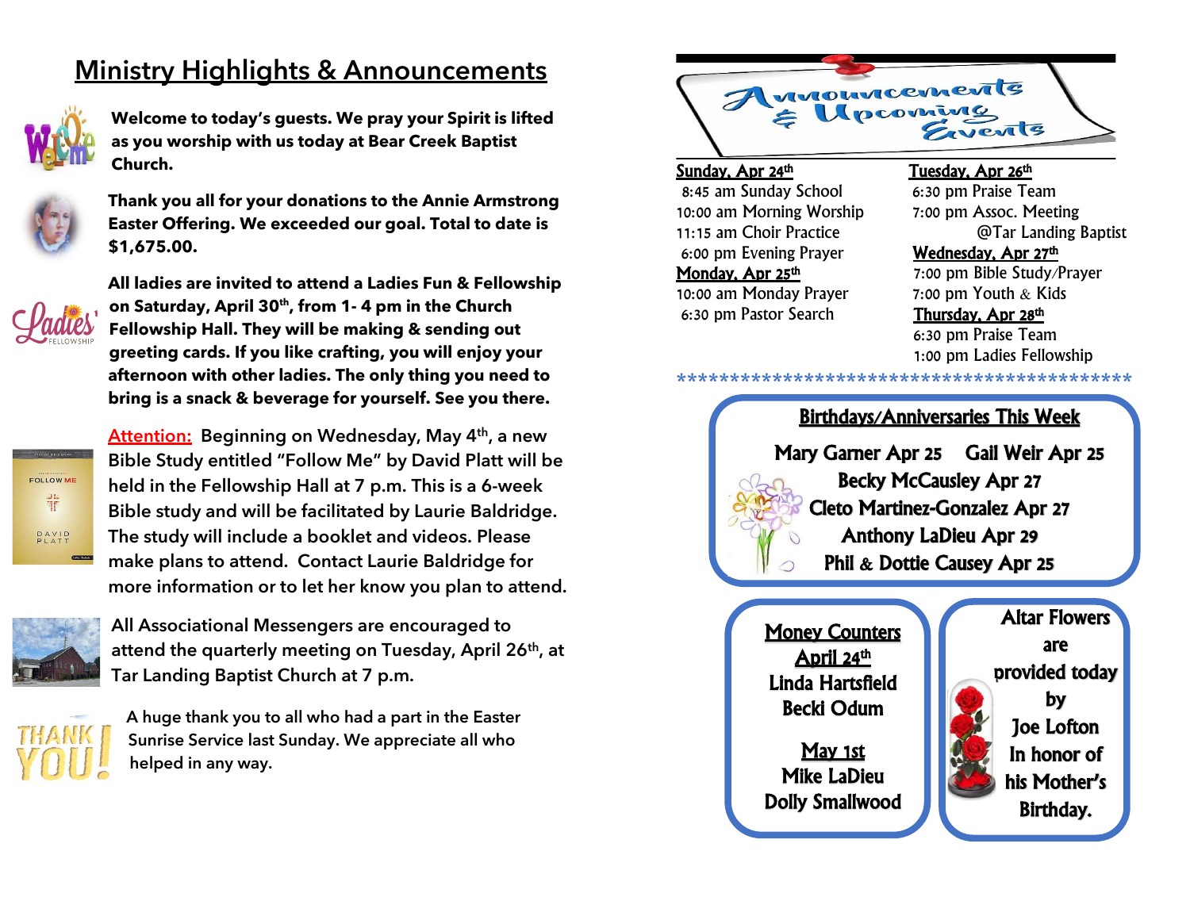# Ministry Highlights & Announcements

**Welcome to today's guests. We pray your Spirit is lifted as you worship with us today at Bear Creek Baptist Church.**

**Thank you all for your donations to the Annie Armstrong Easter Offering. We exceeded our goal. Total to date is $1,675.00.**

**All ladies are invited to attend a Ladies Fun & Fellowship on Saturday, April 30th, from 1- 4 pm in the Church Fellowship Hall. They will be making & sending out greeting cards. If you like crafting, you will enjoy your afternoon with other ladies. The only thing you need to bring is a snack & beverage for yourself. See you there.**

Attention: Beginning on Wednesday, May 4th, a new Bible Study entitled "Follow Me" by David Platt will be held in the Fellowship Hall at 7 p.m. This is a 6-week Bible study and will be facilitated by Laurie Baldridge. The study will include a booklet and videos. Please make plans to attend. Contact Laurie Baldridge for more information or to let her know you plan to attend.

All Associational Messengers are encouraged to attend the quarterly meeting on Tuesday, April 26th, at Tar Landing Baptist Church at 7 p.m.

A huge thank you to all who had a part in the Easter Sunrise Service last Sunday. We appreciate all who helped in any way.

## Announcements & Upcoming Events

**Sunday, Apr 24th**
8:45 am Sunday School
10:00 am Morning Worship
11:15 am Choir Practice
6:00 pm Evening Prayer

**Monday, Apr 25th**
10:00 am Monday Prayer
6:30 pm Pastor Search

**Tuesday, Apr 26th**
6:30 pm Praise Team
7:00 pm Assoc. Meeting
@Tar Landing Baptist

**Wednesday, Apr 27th**
7:00 pm Bible Study/Prayer
7:00 pm Youth & Kids

**Thursday, Apr 28th**
6:30 pm Praise Team
1:00 pm Ladies Fellowship

*******************************************

## Birthdays/Anniversaries This Week

Mary Garner Apr 25 Gail Weir Apr 25
Becky McCausley Apr 27
Cleto Martinez-Gonzalez Apr 27
Anthony LaDieu Apr 29
Phil & Dottie Causey Apr 25

## Money Counters

**April 24th**
Linda Hartsfield
Becki Odum

**May 1st**
Mike LaDieu
Dolly Smallwood

## Altar Flowers

Altar Flowers are provided today by Joe Lofton In honor of his Mother's Birthday.